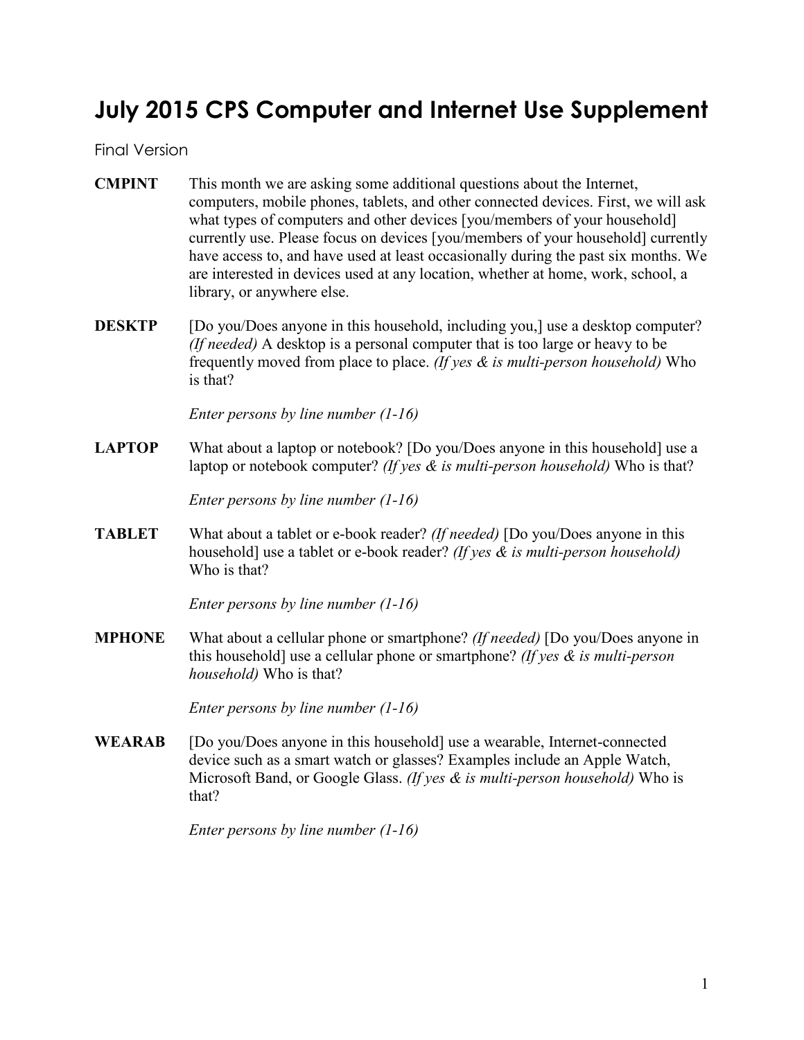# July 2015 CPS Computer and Internet Use Supplement

Final Version

**CMPINT** This month we are asking some additional questions about the Internet, computers, mobile phones, tablets, and other connected devices. First, we will ask what types of computers and other devices [you/members of your household] currently use. Please focus on devices [you/members of your household] currently have access to, and have used at least occasionally during the past six months. We are interested in devices used at any location, whether at home, work, school, a library, or anywhere else.

**DESKTP** [Do you/Does anyone in this household, including you,] use a desktop computer? *(If needed)* A desktop is a personal computer that is too large or heavy to be frequently moved from place to place. *(If yes & is multi-person household)* Who is that?

*Enter persons by line number (1-16)*

**LAPTOP** What about a laptop or notebook? [Do you/Does anyone in this household] use a laptop or notebook computer? *(If yes & is multi-person household)* Who is that?

*Enter persons by line number (1-16)*

**TABLET** What about a tablet or e-book reader? *(If needed)* [Do you/Does anyone in this household] use a tablet or e-book reader? *(If yes & is multi-person household)* Who is that?

*Enter persons by line number (1-16)*

**MPHONE** What about a cellular phone or smartphone? *(If needed)* [Do you/Does anyone in this household] use a cellular phone or smartphone? *(If yes & is multi-person household)* Who is that?

*Enter persons by line number (1-16)*

**WEARAB** [Do you/Does anyone in this household] use a wearable, Internet-connected device such as a smart watch or glasses? Examples include an Apple Watch, Microsoft Band, or Google Glass. *(If yes & is multi-person household)* Who is that?

*Enter persons by line number (1-16)*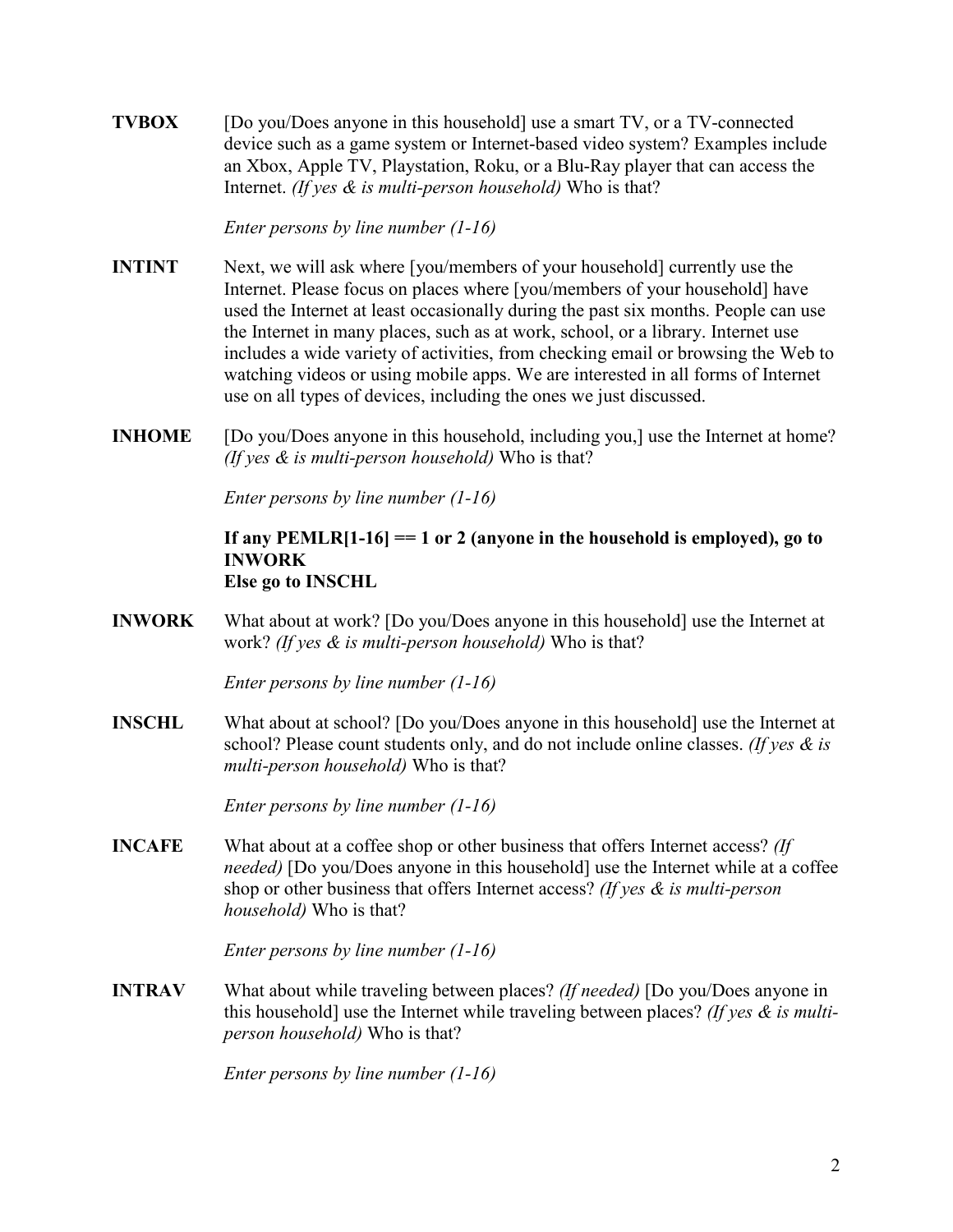**TVBOX** [Do you/Does anyone in this household] use a smart TV, or a TV-connected device such as a game system or Internet-based video system? Examples include an Xbox, Apple TV, Playstation, Roku, or a Blu-Ray player that can access the Internet. *(If yes & is multi-person household)* Who is that?

*Enter persons by line number (1-16)*

**INTINT** Next, we will ask where [you/members of your household] currently use the Internet. Please focus on places where [you/members of your household] have used the Internet at least occasionally during the past six months. People can use the Internet in many places, such as at work, school, or a library. Internet use includes a wide variety of activities, from checking email or browsing the Web to watching videos or using mobile apps. We are interested in all forms of Internet use on all types of devices, including the ones we just discussed.

**INHOME** [Do you/Does anyone in this household, including you,] use the Internet at home? *(If yes & is multi-person household)* Who is that?

*Enter persons by line number (1-16)*

**If any PEMLR[1-16] == 1 or 2 (anyone in the household is employed), go to INWORK**
**Else go to INSCHL**

**INWORK** What about at work? [Do you/Does anyone in this household] use the Internet at work? *(If yes & is multi-person household)* Who is that?

*Enter persons by line number (1-16)*

**INSCHL** What about at school? [Do you/Does anyone in this household] use the Internet at school? Please count students only, and do not include online classes. *(If yes & is multi-person household)* Who is that?

*Enter persons by line number (1-16)*

**INCAFE** What about at a coffee shop or other business that offers Internet access? *(If needed)* [Do you/Does anyone in this household] use the Internet while at a coffee shop or other business that offers Internet access? *(If yes & is multi-person household)* Who is that?

*Enter persons by line number (1-16)*

**INTRAV** What about while traveling between places? *(If needed)* [Do you/Does anyone in this household] use the Internet while traveling between places? *(If yes & is multi-person household)* Who is that?

*Enter persons by line number (1-16)*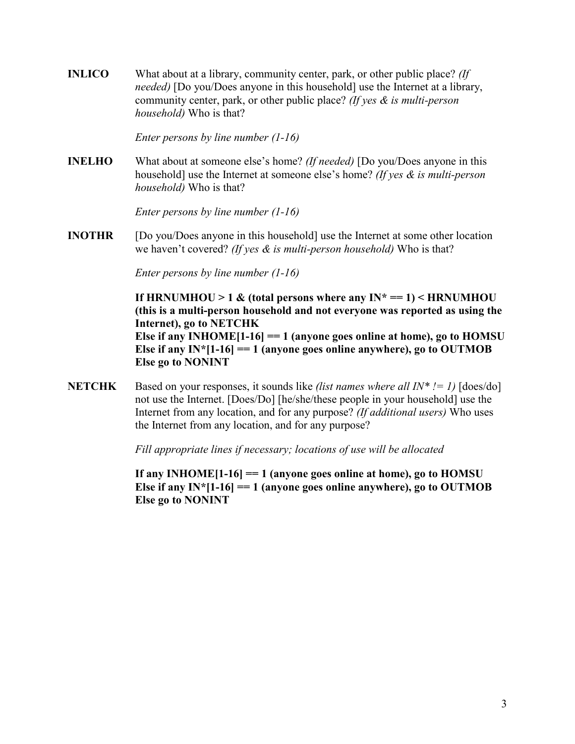**INLICO** What about at a library, community center, park, or other public place? *(If needed)* [Do you/Does anyone in this household] use the Internet at a library, community center, park, or other public place? *(If yes & is multi-person household)* Who is that?

*Enter persons by line number (1-16)*

**INELHO** What about at someone else's home? *(If needed)* [Do you/Does anyone in this household] use the Internet at someone else's home? *(If yes & is multi-person household)* Who is that?

*Enter persons by line number (1-16)*

**INOTHR** [Do you/Does anyone in this household] use the Internet at some other location we haven't covered? *(If yes & is multi-person household)* Who is that?

*Enter persons by line number (1-16)*

**If HRNUMHOU > 1 & (total persons where any IN* == 1) < HRNUMHOU (this is a multi-person household and not everyone was reported as using the Internet), go to NETCHK**
**Else if any INHOME[1-16] == 1 (anyone goes online at home), go to HOMSU**
**Else if any IN*[1-16] == 1 (anyone goes online anywhere), go to OUTMOB**
**Else go to NONINT**

**NETCHK** Based on your responses, it sounds like *(list names where all IN* != 1)* [does/do] not use the Internet. [Does/Do] [he/she/these people in your household] use the Internet from any location, and for any purpose? *(If additional users)* Who uses the Internet from any location, and for any purpose?

*Fill appropriate lines if necessary; locations of use will be allocated*

**If any INHOME[1-16] == 1 (anyone goes online at home), go to HOMSU**
**Else if any IN*[1-16] == 1 (anyone goes online anywhere), go to OUTMOB**
**Else go to NONINT**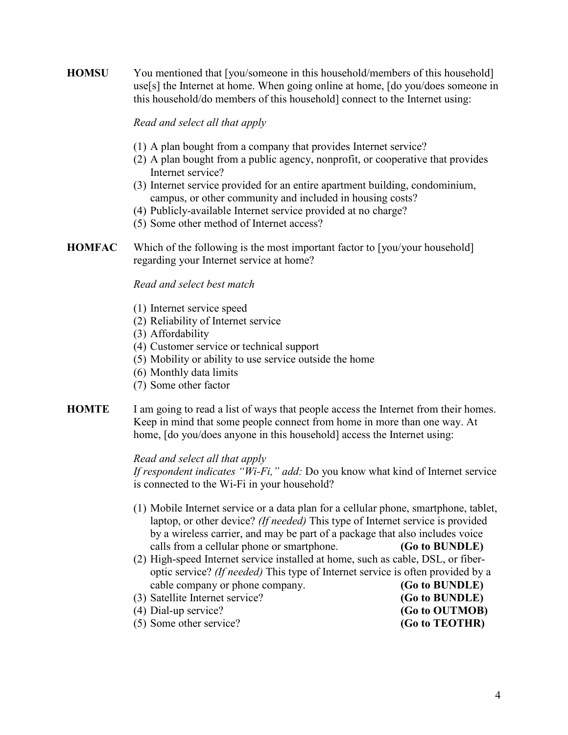**HOMSU** You mentioned that [you/someone in this household/members of this household] use[s] the Internet at home. When going online at home, [do you/does someone in this household/do members of this household] connect to the Internet using:

*Read and select all that apply*

(1) A plan bought from a company that provides Internet service?
(2) A plan bought from a public agency, nonprofit, or cooperative that provides Internet service?
(3) Internet service provided for an entire apartment building, condominium, campus, or other community and included in housing costs?
(4) Publicly-available Internet service provided at no charge?
(5) Some other method of Internet access?

**HOMFAC** Which of the following is the most important factor to [you/your household] regarding your Internet service at home?

*Read and select best match*

(1) Internet service speed
(2) Reliability of Internet service
(3) Affordability
(4) Customer service or technical support
(5) Mobility or ability to use service outside the home
(6) Monthly data limits
(7) Some other factor

**HOMTE** I am going to read a list of ways that people access the Internet from their homes. Keep in mind that some people connect from home in more than one way. At home, [do you/does anyone in this household] access the Internet using:

*Read and select all that apply*
*If respondent indicates "Wi-Fi," add:* Do you know what kind of Internet service is connected to the Wi-Fi in your household?

(1) Mobile Internet service or a data plan for a cellular phone, smartphone, tablet, laptop, or other device? *(If needed)* This type of Internet service is provided by a wireless carrier, and may be part of a package that also includes voice calls from a cellular phone or smartphone. **(Go to BUNDLE)**
(2) High-speed Internet service installed at home, such as cable, DSL, or fiber-optic service? *(If needed)* This type of Internet service is often provided by a cable company or phone company. **(Go to BUNDLE)**
(3) Satellite Internet service? **(Go to BUNDLE)**
(4) Dial-up service? **(Go to OUTMOB)**
(5) Some other service? **(Go to TEOTHR)**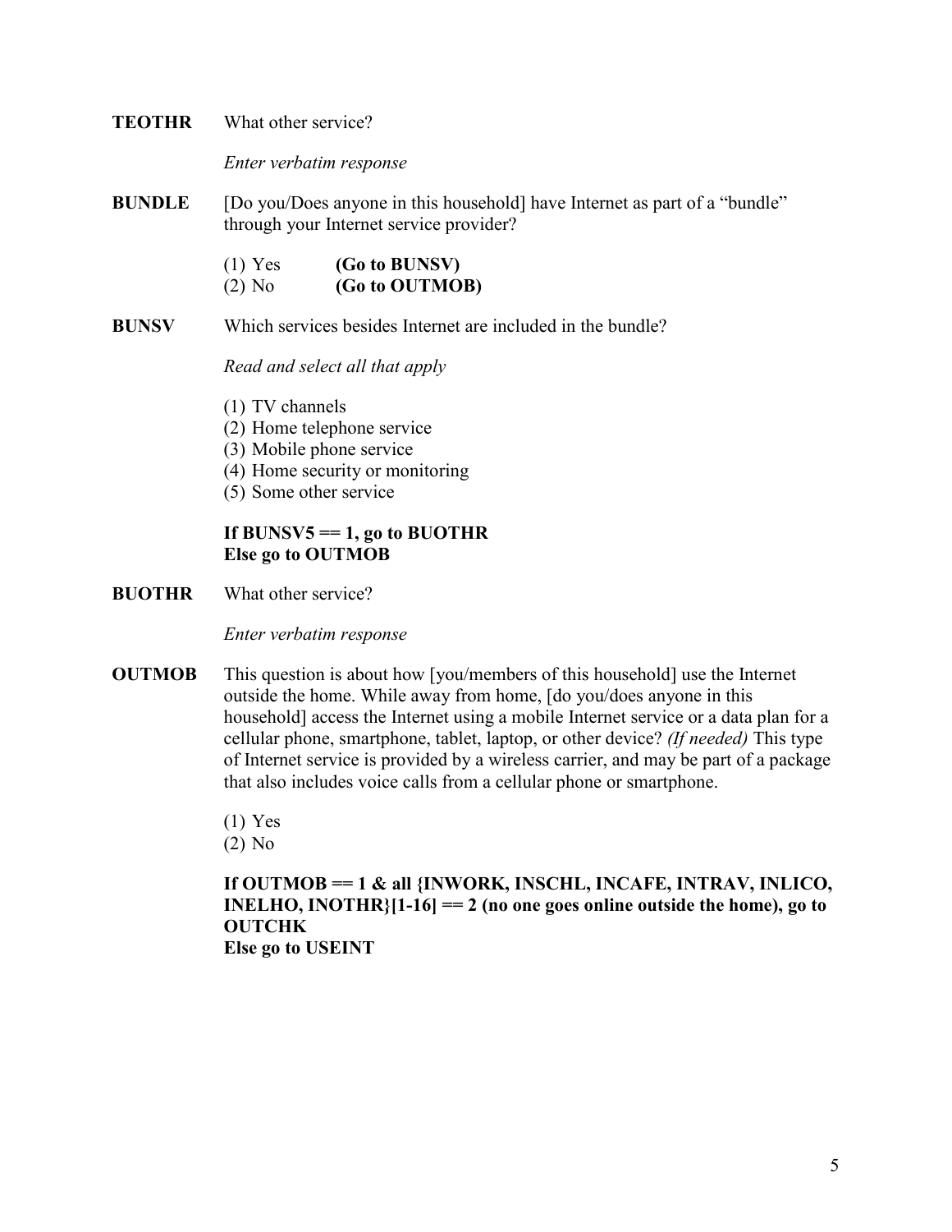**TEOTHR** What other service?

*Enter verbatim response*

**BUNDLE** [Do you/Does anyone in this household] have Internet as part of a "bundle" through your Internet service provider?

(1) Yes **(Go to BUNSV)**
(2) No **(Go to OUTMOB)**

**BUNSV** Which services besides Internet are included in the bundle?

*Read and select all that apply*

(1) TV channels
(2) Home telephone service
(3) Mobile phone service
(4) Home security or monitoring
(5) Some other service

**If BUNSV5 == 1, go to BUOTHR**
**Else go to OUTMOB**

**BUOTHR** What other service?

*Enter verbatim response*

**OUTMOB** This question is about how [you/members of this household] use the Internet outside the home. While away from home, [do you/does anyone in this household] access the Internet using a mobile Internet service or a data plan for a cellular phone, smartphone, tablet, laptop, or other device? *(If needed)* This type of Internet service is provided by a wireless carrier, and may be part of a package that also includes voice calls from a cellular phone or smartphone.

(1) Yes
(2) No

**If OUTMOB == 1 & all {INWORK, INSCHL, INCAFE, INTRAV, INLICO, INELHO, INOTHR}[1-16] == 2 (no one goes online outside the home), go to OUTCHK**
**Else go to USEINT**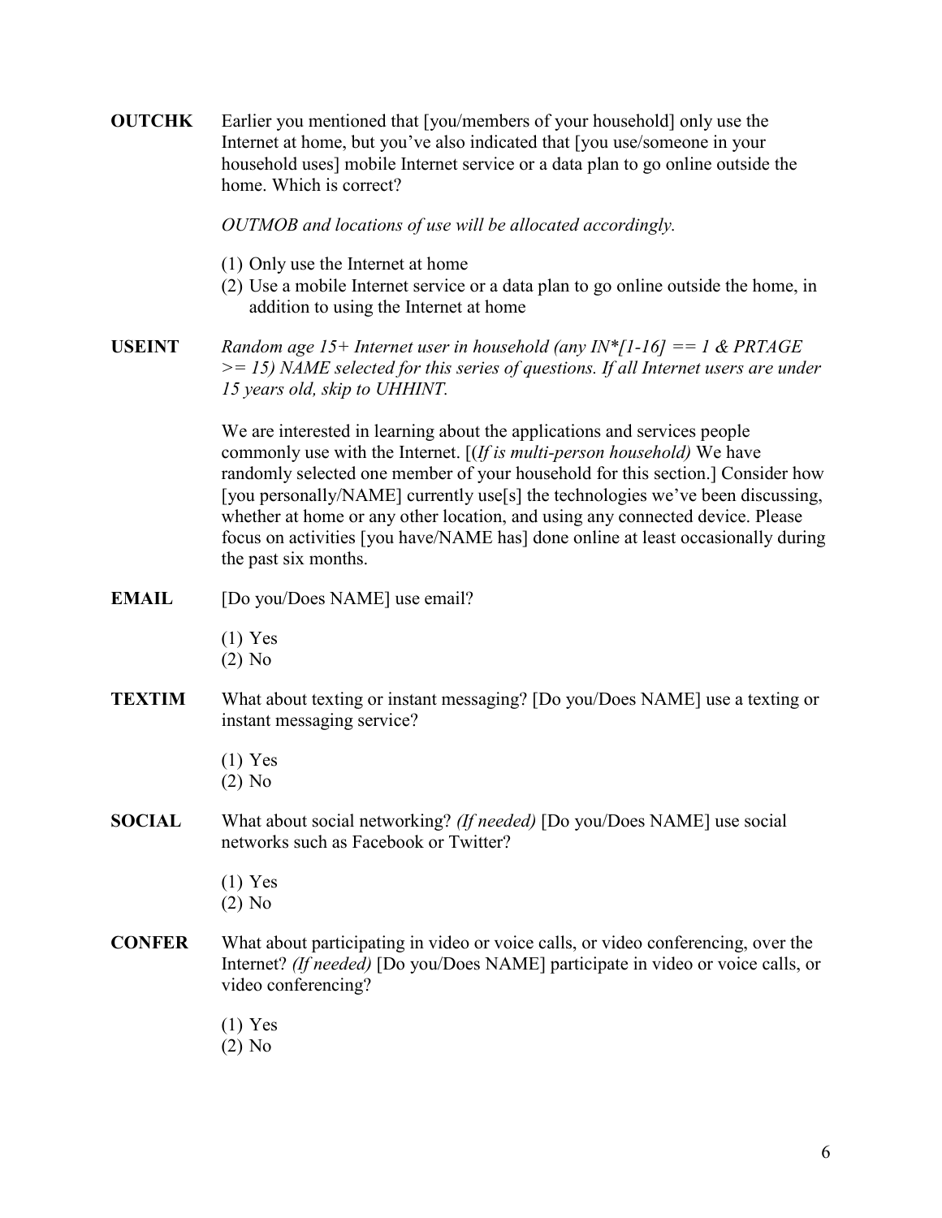**OUTCHK** Earlier you mentioned that [you/members of your household] only use the Internet at home, but you've also indicated that [you use/someone in your household uses] mobile Internet service or a data plan to go online outside the home. Which is correct?

*OUTMOB and locations of use will be allocated accordingly.*

(1) Only use the Internet at home
(2) Use a mobile Internet service or a data plan to go online outside the home, in addition to using the Internet at home

**USEINT** *Random age 15+ Internet user in household (any IN*[1-16] == 1 & PRTAGE >= 15) NAME selected for this series of questions. If all Internet users are under 15 years old, skip to UHHINT.*

We are interested in learning about the applications and services people commonly use with the Internet. [(*If is multi-person household)* We have randomly selected one member of your household for this section.] Consider how [you personally/NAME] currently use[s] the technologies we've been discussing, whether at home or any other location, and using any connected device. Please focus on activities [you have/NAME has] done online at least occasionally during the past six months.

**EMAIL** [Do you/Does NAME] use email?

(1) Yes
(2) No

**TEXTIM** What about texting or instant messaging? [Do you/Does NAME] use a texting or instant messaging service?

(1) Yes
(2) No

**SOCIAL** What about social networking? *(If needed)* [Do you/Does NAME] use social networks such as Facebook or Twitter?

(1) Yes
(2) No

**CONFER** What about participating in video or voice calls, or video conferencing, over the Internet? *(If needed)* [Do you/Does NAME] participate in video or voice calls, or video conferencing?

(1) Yes
(2) No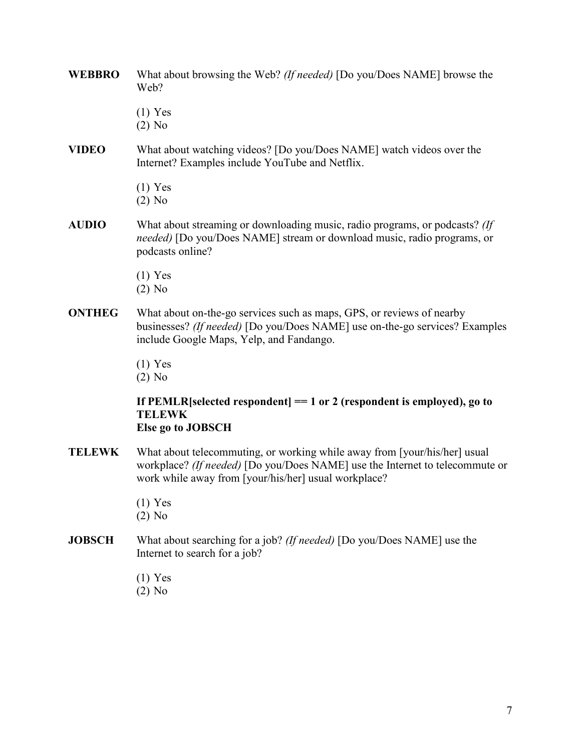**WEBBRO** What about browsing the Web? *(If needed)* [Do you/Does NAME] browse the Web?

(1) Yes
(2) No

**VIDEO** What about watching videos? [Do you/Does NAME] watch videos over the Internet? Examples include YouTube and Netflix.

(1) Yes
(2) No

**AUDIO** What about streaming or downloading music, radio programs, or podcasts? *(If needed)* [Do you/Does NAME] stream or download music, radio programs, or podcasts online?

(1) Yes
(2) No

**ONTHEG** What about on-the-go services such as maps, GPS, or reviews of nearby businesses? *(If needed)* [Do you/Does NAME] use on-the-go services? Examples include Google Maps, Yelp, and Fandango.

(1) Yes
(2) No

**If PEMLR[selected respondent] == 1 or 2 (respondent is employed), go to TELEWK**
**Else go to JOBSCH**

**TELEWK** What about telecommuting, or working while away from [your/his/her] usual workplace? *(If needed)* [Do you/Does NAME] use the Internet to telecommute or work while away from [your/his/her] usual workplace?

(1) Yes
(2) No

**JOBSCH** What about searching for a job? *(If needed)* [Do you/Does NAME] use the Internet to search for a job?

(1) Yes
(2) No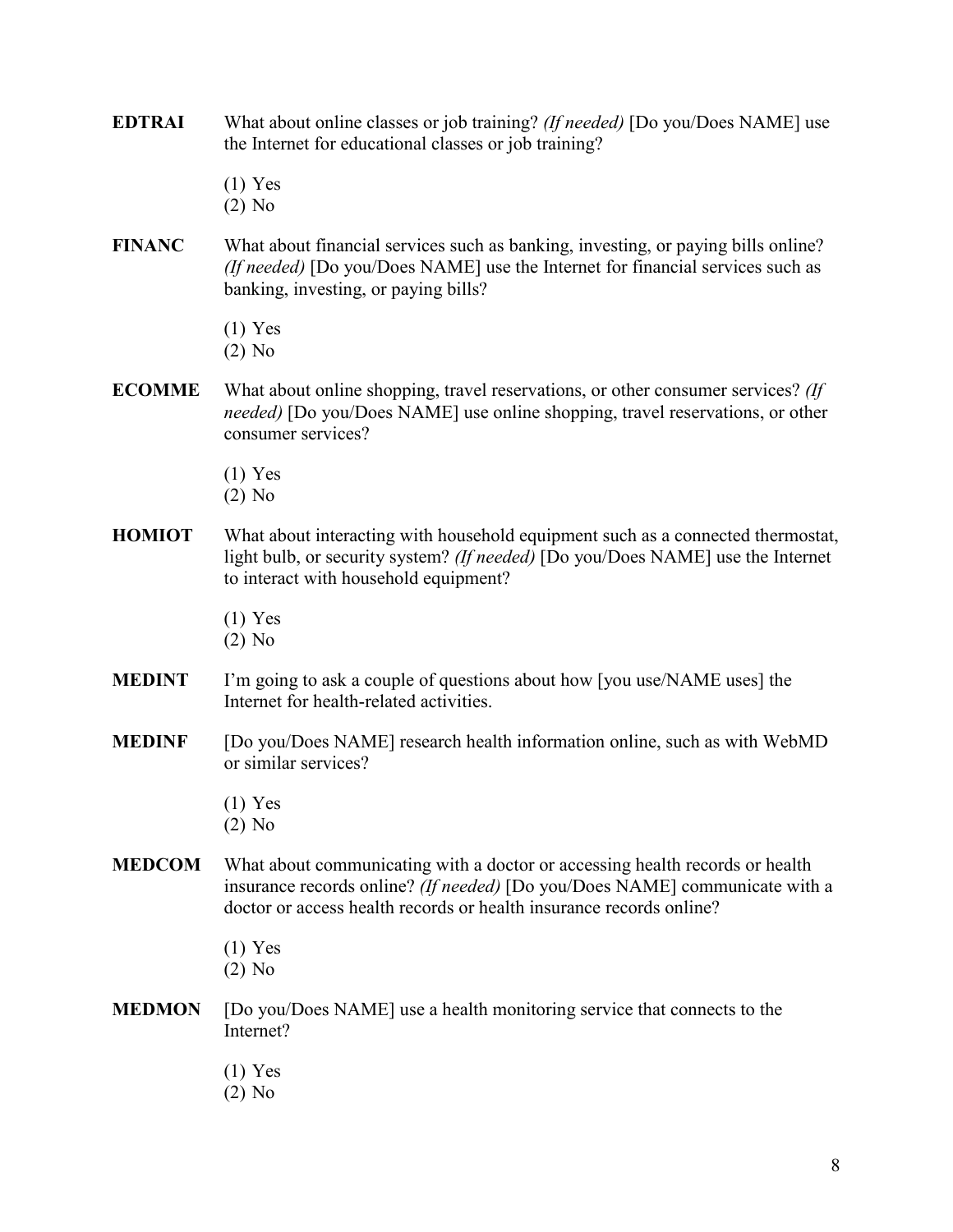**EDTRAI** What about online classes or job training? *(If needed)* [Do you/Does NAME] use the Internet for educational classes or job training?

(1) Yes
(2) No

**FINANC** What about financial services such as banking, investing, or paying bills online? *(If needed)* [Do you/Does NAME] use the Internet for financial services such as banking, investing, or paying bills?

(1) Yes
(2) No

**ECOMME** What about online shopping, travel reservations, or other consumer services? *(If needed)* [Do you/Does NAME] use online shopping, travel reservations, or other consumer services?

(1) Yes
(2) No

**HOMIOT** What about interacting with household equipment such as a connected thermostat, light bulb, or security system? *(If needed)* [Do you/Does NAME] use the Internet to interact with household equipment?

(1) Yes
(2) No

**MEDINT** I'm going to ask a couple of questions about how [you use/NAME uses] the Internet for health-related activities.

**MEDINF** [Do you/Does NAME] research health information online, such as with WebMD or similar services?

(1) Yes
(2) No

**MEDCOM** What about communicating with a doctor or accessing health records or health insurance records online? *(If needed)* [Do you/Does NAME] communicate with a doctor or access health records or health insurance records online?

(1) Yes
(2) No

**MEDMON** [Do you/Does NAME] use a health monitoring service that connects to the Internet?

(1) Yes
(2) No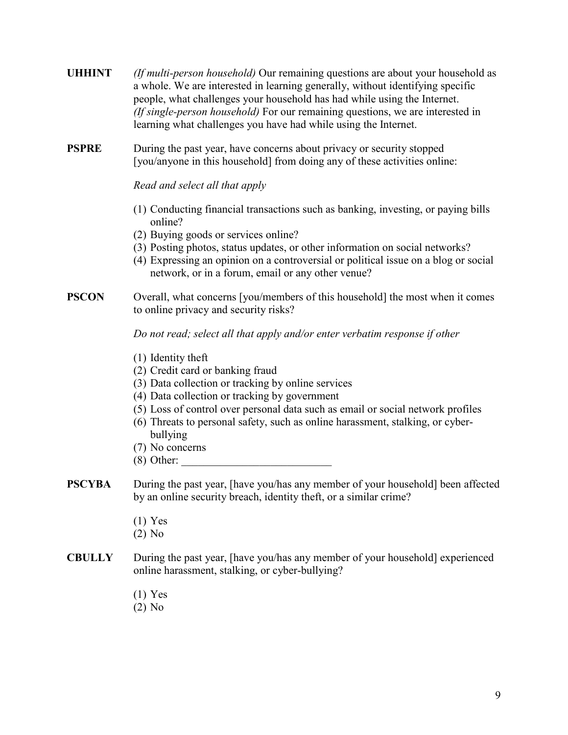**UHHINT** *(If multi-person household)* Our remaining questions are about your household as a whole. We are interested in learning generally, without identifying specific people, what challenges your household has had while using the Internet. *(If single-person household)* For our remaining questions, we are interested in learning what challenges you have had while using the Internet.

**PSPRE** During the past year, have concerns about privacy or security stopped [you/anyone in this household] from doing any of these activities online:

*Read and select all that apply*

(1) Conducting financial transactions such as banking, investing, or paying bills online?
(2) Buying goods or services online?
(3) Posting photos, status updates, or other information on social networks?
(4) Expressing an opinion on a controversial or political issue on a blog or social network, or in a forum, email or any other venue?

**PSCON** Overall, what concerns [you/members of this household] the most when it comes to online privacy and security risks?

*Do not read; select all that apply and/or enter verbatim response if other*

(1) Identity theft
(2) Credit card or banking fraud
(3) Data collection or tracking by online services
(4) Data collection or tracking by government
(5) Loss of control over personal data such as email or social network profiles
(6) Threats to personal safety, such as online harassment, stalking, or cyber-bullying
(7) No concerns
(8) Other: ___________________________

**PSCYBA** During the past year, [have you/has any member of your household] been affected by an online security breach, identity theft, or a similar crime?

(1) Yes
(2) No

**CBULLY** During the past year, [have you/has any member of your household] experienced online harassment, stalking, or cyber-bullying?

(1) Yes
(2) No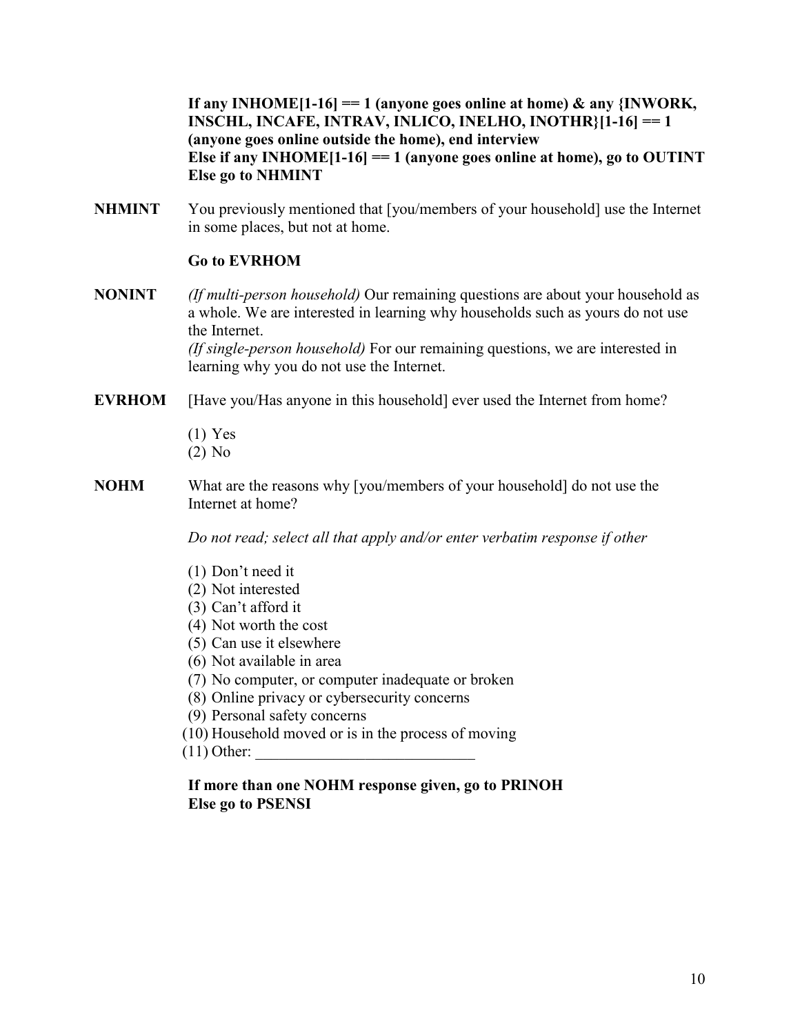**If any INHOME[1-16] == 1 (anyone goes online at home) & any {INWORK, INSCHL, INCAFE, INTRAV, INLICO, INELHO, INOTHR}[1-16] == 1 (anyone goes online outside the home), end interview**
**Else if any INHOME[1-16] == 1 (anyone goes online at home), go to OUTINT**
**Else go to NHMINT**

**NHMINT** You previously mentioned that [you/members of your household] use the Internet in some places, but not at home.

**Go to EVRHOM**

**NONINT** *(If multi-person household)* Our remaining questions are about your household as a whole. We are interested in learning why households such as yours do not use the Internet.
*(If single-person household)* For our remaining questions, we are interested in learning why you do not use the Internet.

**EVRHOM** [Have you/Has anyone in this household] ever used the Internet from home?

(1) Yes
(2) No

**NOHM** What are the reasons why [you/members of your household] do not use the Internet at home?

*Do not read; select all that apply and/or enter verbatim response if other*

(1) Don't need it
(2) Not interested
(3) Can't afford it
(4) Not worth the cost
(5) Can use it elsewhere
(6) Not available in area
(7) No computer, or computer inadequate or broken
(8) Online privacy or cybersecurity concerns
(9) Personal safety concerns
(10) Household moved or is in the process of moving
(11) Other: ____________________________

**If more than one NOHM response given, go to PRINOH**
**Else go to PSENSI**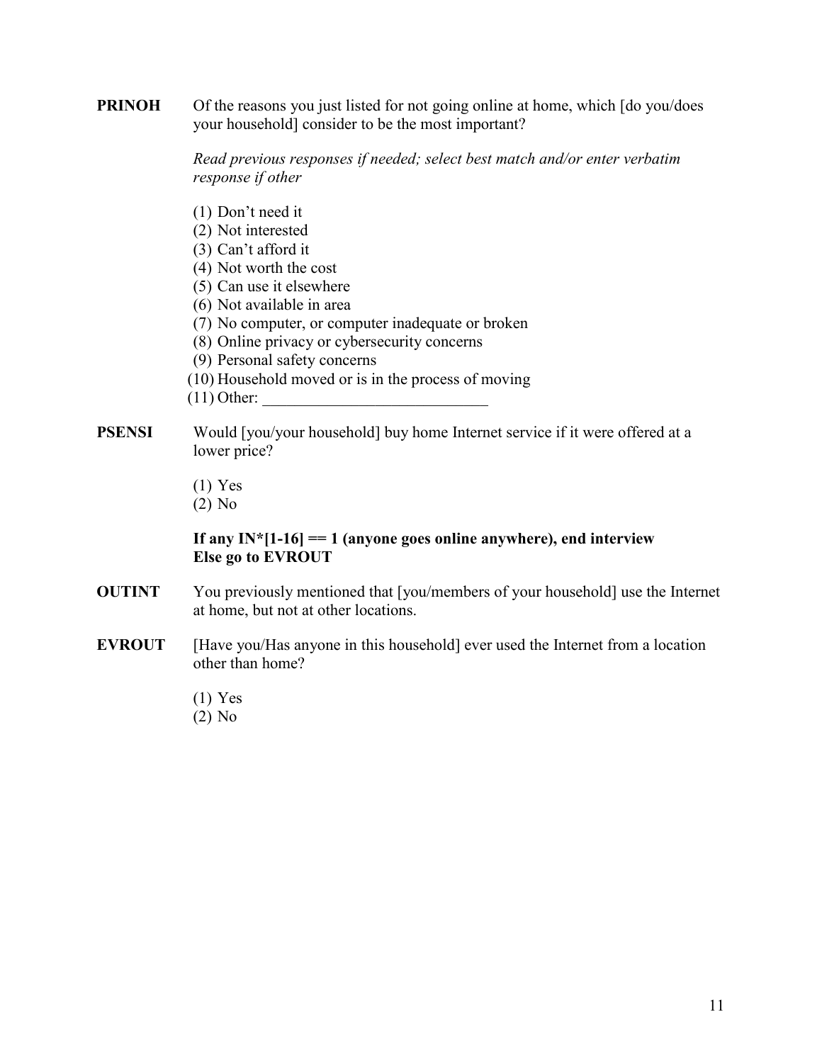**PRINOH** Of the reasons you just listed for not going online at home, which [do you/does your household] consider to be the most important?

*Read previous responses if needed; select best match and/or enter verbatim response if other*

(1) Don't need it
(2) Not interested
(3) Can't afford it
(4) Not worth the cost
(5) Can use it elsewhere
(6) Not available in area
(7) No computer, or computer inadequate or broken
(8) Online privacy or cybersecurity concerns
(9) Personal safety concerns
(10) Household moved or is in the process of moving
(11) Other: ____________________________

**PSENSI** Would [you/your household] buy home Internet service if it were offered at a lower price?

(1) Yes
(2) No

**If any IN*[1-16] == 1 (anyone goes online anywhere), end interview**
**Else go to EVROUT**

**OUTINT** You previously mentioned that [you/members of your household] use the Internet at home, but not at other locations.

**EVROUT** [Have you/Has anyone in this household] ever used the Internet from a location other than home?

(1) Yes
(2) No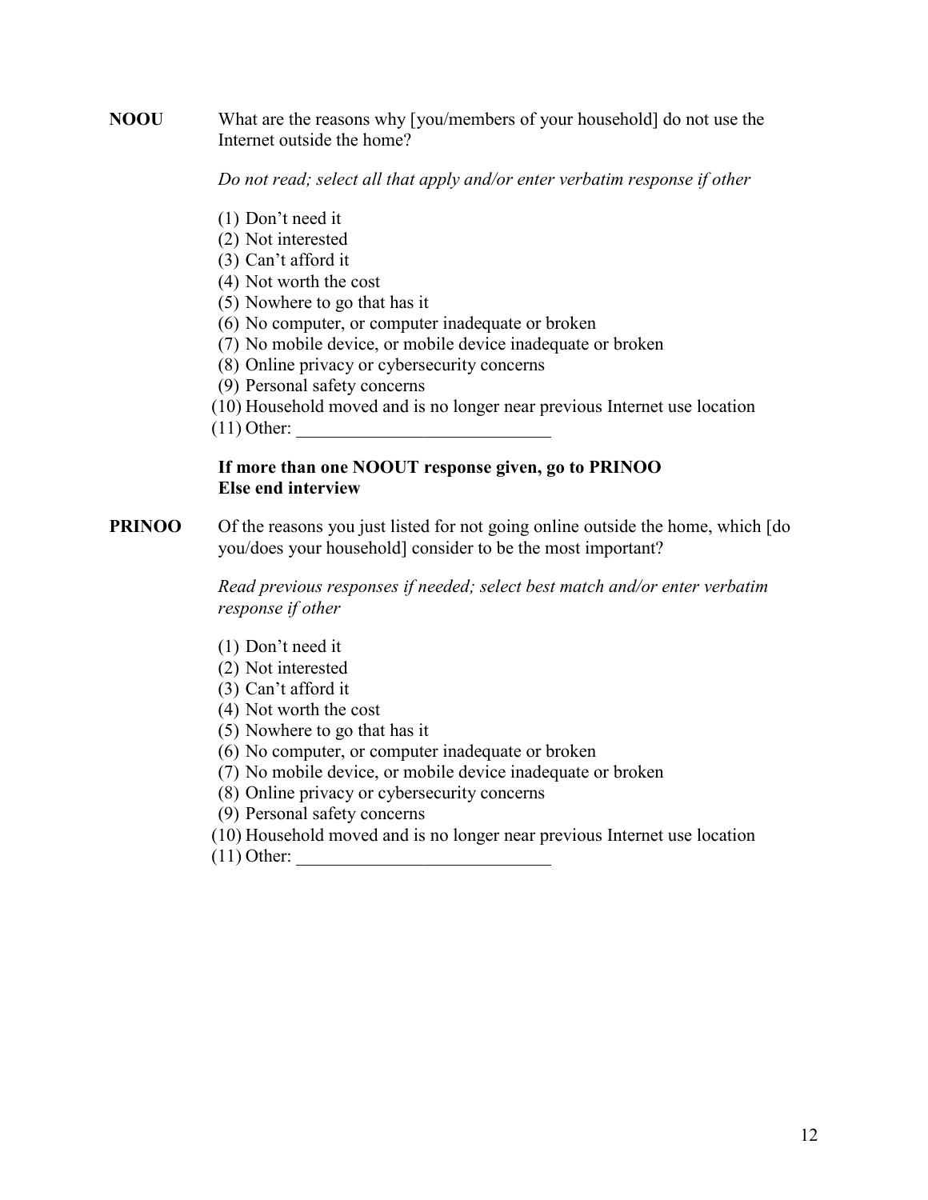**NOOU** What are the reasons why [you/members of your household] do not use the Internet outside the home?

*Do not read; select all that apply and/or enter verbatim response if other*

(1) Don’t need it
(2) Not interested
(3) Can’t afford it
(4) Not worth the cost
(5) Nowhere to go that has it
(6) No computer, or computer inadequate or broken
(7) No mobile device, or mobile device inadequate or broken
(8) Online privacy or cybersecurity concerns
(9) Personal safety concerns
(10) Household moved and is no longer near previous Internet use location
(11) Other: ____________________________

**If more than one NOOUT response given, go to PRINOO**
**Else end interview**

**PRINOO** Of the reasons you just listed for not going online outside the home, which [do you/does your household] consider to be the most important?

*Read previous responses if needed; select best match and/or enter verbatim response if other*

(1) Don’t need it
(2) Not interested
(3) Can’t afford it
(4) Not worth the cost
(5) Nowhere to go that has it
(6) No computer, or computer inadequate or broken
(7) No mobile device, or mobile device inadequate or broken
(8) Online privacy or cybersecurity concerns
(9) Personal safety concerns
(10) Household moved and is no longer near previous Internet use location
(11) Other: ____________________________